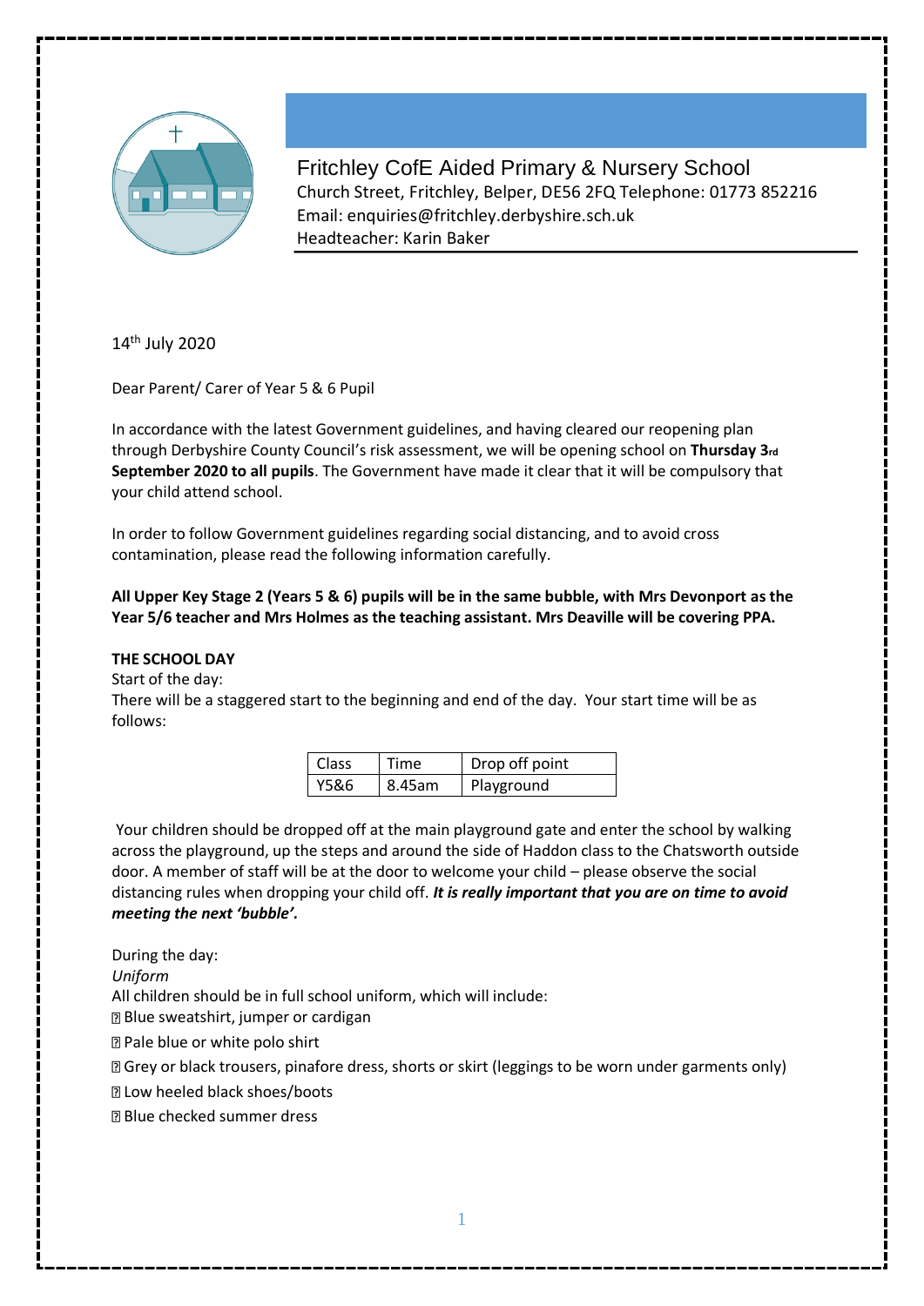# Fritchley CofE Aided Primary & Nursery School

Church Street, Fritchley, Belper, DE56 2FQ Telephone: 01773 852216
Email: enquiries@fritchley.derbyshire.sch.uk
Headteacher: Karin Baker

14th July 2020

Dear Parent/ Carer of Year 5 & 6 Pupil

In accordance with the latest Government guidelines, and having cleared our reopening plan through Derbyshire County Council's risk assessment, we will be opening school on **Thursday 3rd September 2020 to all pupils**. The Government have made it clear that it will be compulsory that your child attend school.

In order to follow Government guidelines regarding social distancing, and to avoid cross contamination, please read the following information carefully.

**All Upper Key Stage 2 (Years 5 & 6) pupils will be in the same bubble, with Mrs Devonport as the Year 5/6 teacher and Mrs Holmes as the teaching assistant. Mrs Deaville will be covering PPA.**

**THE SCHOOL DAY**

Start of the day:
There will be a staggered start to the beginning and end of the day. Your start time will be as follows:

| Class | Time | Drop off point |
|---|---|---|
| Y5&6 | 8.45am | Playground |

Your children should be dropped off at the main playground gate and enter the school by walking across the playground, up the steps and around the side of Haddon class to the Chatsworth outside door. A member of staff will be at the door to welcome your child – please observe the social distancing rules when dropping your child off. ***It is really important that you are on time to avoid meeting the next 'bubble'.***

During the day:
*Uniform*
All children should be in full school uniform, which will include:

- Blue sweatshirt, jumper or cardigan
- Pale blue or white polo shirt
- Grey or black trousers, pinafore dress, shorts or skirt (leggings to be worn under garments only)
- Low heeled black shoes/boots
- Blue checked summer dress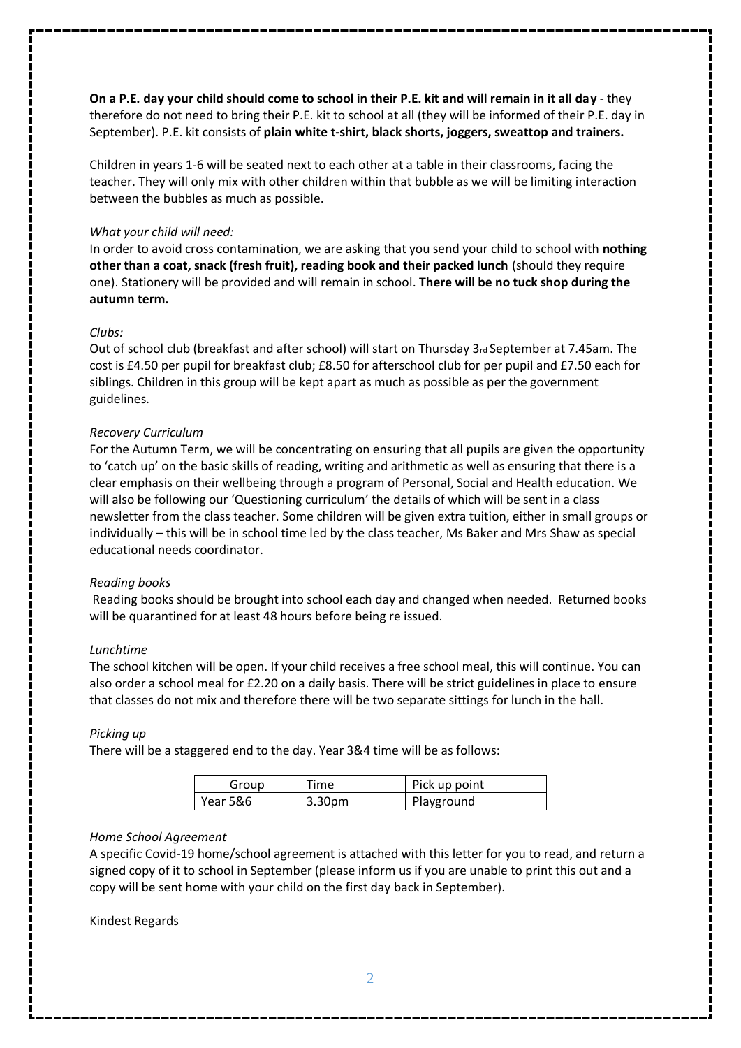**On a P.E. day your child should come to school in their P.E. kit and will remain in it all day** - they therefore do not need to bring their P.E. kit to school at all (they will be informed of their P.E. day in September). P.E. kit consists of **plain white t-shirt, black shorts, joggers, sweattop and trainers.**

Children in years 1-6 will be seated next to each other at a table in their classrooms, facing the teacher. They will only mix with other children within that bubble as we will be limiting interaction between the bubbles as much as possible.

*What your child will need:*

In order to avoid cross contamination, we are asking that you send your child to school with **nothing other than a coat, snack (fresh fruit), reading book and their packed lunch** (should they require one). Stationery will be provided and will remain in school. **There will be no tuck shop during the autumn term.**

*Clubs:*

Out of school club (breakfast and after school) will start on Thursday 3rd September at 7.45am. The cost is £4.50 per pupil for breakfast club; £8.50 for afterschool club for per pupil and £7.50 each for siblings. Children in this group will be kept apart as much as possible as per the government guidelines.

*Recovery Curriculum*

For the Autumn Term, we will be concentrating on ensuring that all pupils are given the opportunity to 'catch up' on the basic skills of reading, writing and arithmetic as well as ensuring that there is a clear emphasis on their wellbeing through a program of Personal, Social and Health education. We will also be following our 'Questioning curriculum' the details of which will be sent in a class newsletter from the class teacher. Some children will be given extra tuition, either in small groups or individually – this will be in school time led by the class teacher, Ms Baker and Mrs Shaw as special educational needs coordinator.

*Reading books*

Reading books should be brought into school each day and changed when needed. Returned books will be quarantined for at least 48 hours before being re issued.

*Lunchtime*

The school kitchen will be open. If your child receives a free school meal, this will continue. You can also order a school meal for £2.20 on a daily basis. There will be strict guidelines in place to ensure that classes do not mix and therefore there will be two separate sittings for lunch in the hall.

*Picking up*

There will be a staggered end to the day. Year 3&4 time will be as follows:

| Group | Time | Pick up point |
| --- | --- | --- |
| Year 5&6 | 3.30pm | Playground |

*Home School Agreement*

A specific Covid-19 home/school agreement is attached with this letter for you to read, and return a signed copy of it to school in September (please inform us if you are unable to print this out and a copy will be sent home with your child on the first day back in September).

Kindest Regards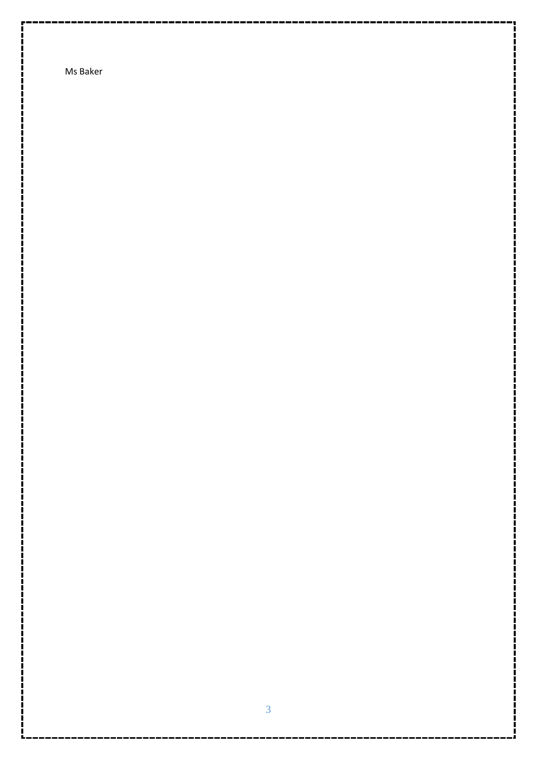Ms Baker